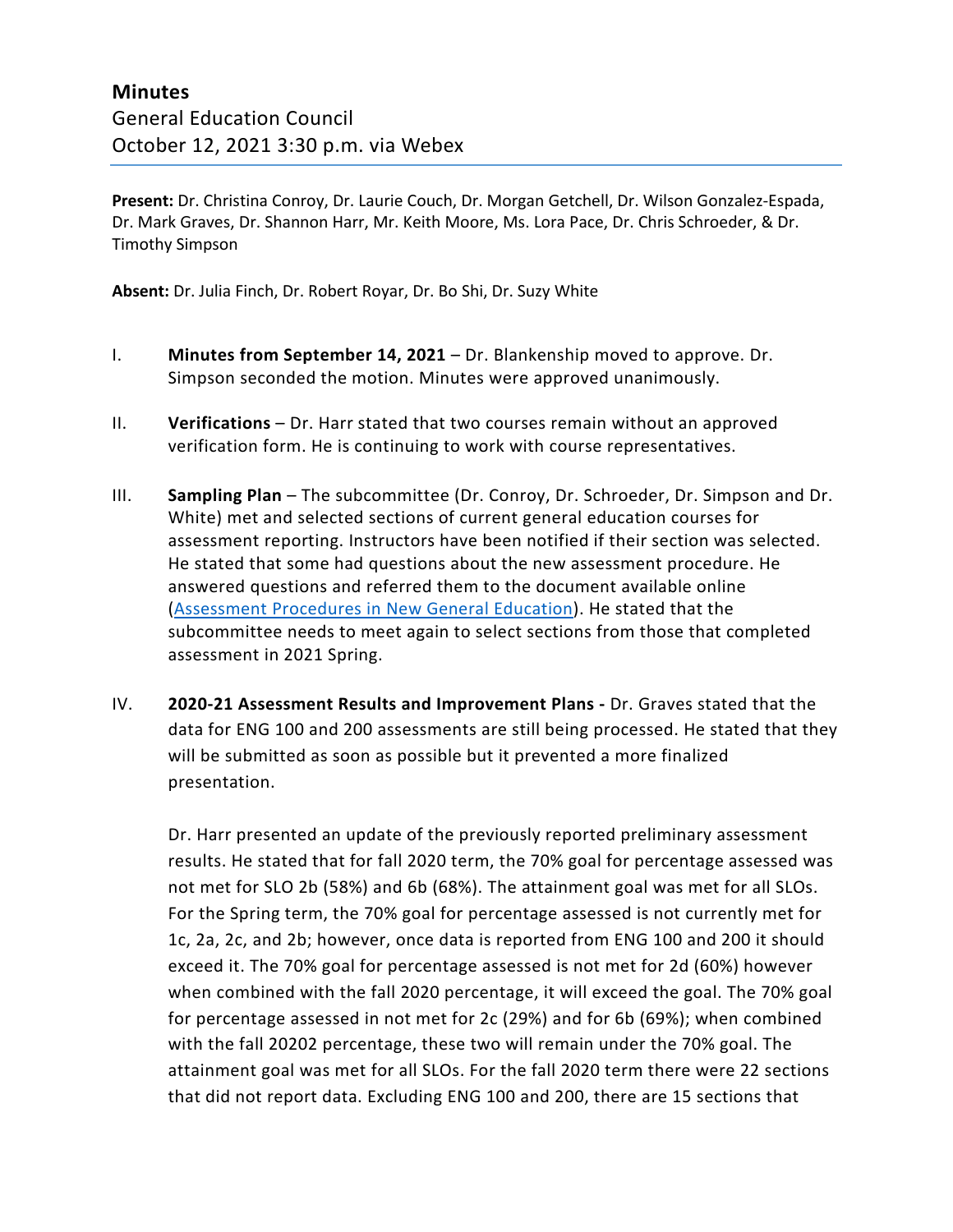# Minutes

General Education Council
October 12, 2021 3:30 p.m. via Webex

**Present:** Dr. Christina Conroy, Dr. Laurie Couch, Dr. Morgan Getchell, Dr. Wilson Gonzalez-Espada, Dr. Mark Graves, Dr. Shannon Harr, Mr. Keith Moore, Ms. Lora Pace, Dr. Chris Schroeder, & Dr. Timothy Simpson

**Absent:** Dr. Julia Finch, Dr. Robert Royar, Dr. Bo Shi, Dr. Suzy White

I. **Minutes from September 14, 2021** – Dr. Blankenship moved to approve. Dr. Simpson seconded the motion. Minutes were approved unanimously.

II. **Verifications** – Dr. Harr stated that two courses remain without an approved verification form. He is continuing to work with course representatives.

III. **Sampling Plan** – The subcommittee (Dr. Conroy, Dr. Schroeder, Dr. Simpson and Dr. White) met and selected sections of current general education courses for assessment reporting. Instructors have been notified if their section was selected. He stated that some had questions about the new assessment procedure. He answered questions and referred them to the document available online ([Assessment Procedures in New General Education]()). He stated that the subcommittee needs to meet again to select sections from those that completed assessment in 2021 Spring.

IV. **2020-21 Assessment Results and Improvement Plans -** Dr. Graves stated that the data for ENG 100 and 200 assessments are still being processed. He stated that they will be submitted as soon as possible but it prevented a more finalized presentation.

   Dr. Harr presented an update of the previously reported preliminary assessment results. He stated that for fall 2020 term, the 70% goal for percentage assessed was not met for SLO 2b (58%) and 6b (68%). The attainment goal was met for all SLOs. For the Spring term, the 70% goal for percentage assessed is not currently met for 1c, 2a, 2c, and 2b; however, once data is reported from ENG 100 and 200 it should exceed it. The 70% goal for percentage assessed is not met for 2d (60%) however when combined with the fall 2020 percentage, it will exceed the goal. The 70% goal for percentage assessed in not met for 2c (29%) and for 6b (69%); when combined with the fall 20202 percentage, these two will remain under the 70% goal. The attainment goal was met for all SLOs. For the fall 2020 term there were 22 sections that did not report data. Excluding ENG 100 and 200, there are 15 sections that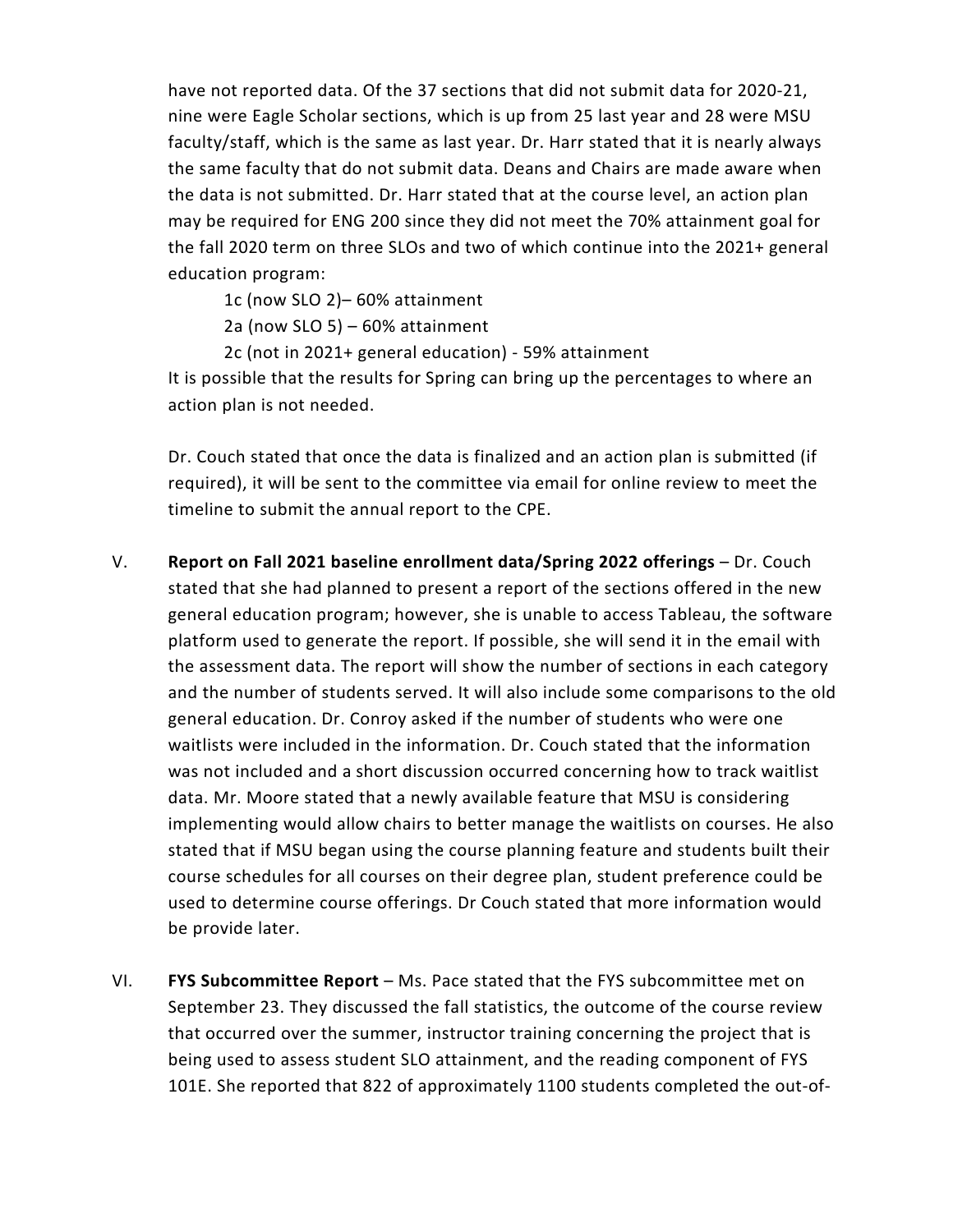have not reported data. Of the 37 sections that did not submit data for 2020-21, nine were Eagle Scholar sections, which is up from 25 last year and 28 were MSU faculty/staff, which is the same as last year. Dr. Harr stated that it is nearly always the same faculty that do not submit data. Deans and Chairs are made aware when the data is not submitted. Dr. Harr stated that at the course level, an action plan may be required for ENG 200 since they did not meet the 70% attainment goal for the fall 2020 term on three SLOs and two of which continue into the 2021+ general education program:

1c (now SLO 2)– 60% attainment
2a (now SLO 5) – 60% attainment
2c (not in 2021+ general education) - 59% attainment

It is possible that the results for Spring can bring up the percentages to where an action plan is not needed.

Dr. Couch stated that once the data is finalized and an action plan is submitted (if required), it will be sent to the committee via email for online review to meet the timeline to submit the annual report to the CPE.

V. **Report on Fall 2021 baseline enrollment data/Spring 2022 offerings** – Dr. Couch stated that she had planned to present a report of the sections offered in the new general education program; however, she is unable to access Tableau, the software platform used to generate the report. If possible, she will send it in the email with the assessment data. The report will show the number of sections in each category and the number of students served. It will also include some comparisons to the old general education. Dr. Conroy asked if the number of students who were one waitlists were included in the information. Dr. Couch stated that the information was not included and a short discussion occurred concerning how to track waitlist data. Mr. Moore stated that a newly available feature that MSU is considering implementing would allow chairs to better manage the waitlists on courses. He also stated that if MSU began using the course planning feature and students built their course schedules for all courses on their degree plan, student preference could be used to determine course offerings. Dr Couch stated that more information would be provide later.

VI. **FYS Subcommittee Report** – Ms. Pace stated that the FYS subcommittee met on September 23. They discussed the fall statistics, the outcome of the course review that occurred over the summer, instructor training concerning the project that is being used to assess student SLO attainment, and the reading component of FYS 101E. She reported that 822 of approximately 1100 students completed the out-of-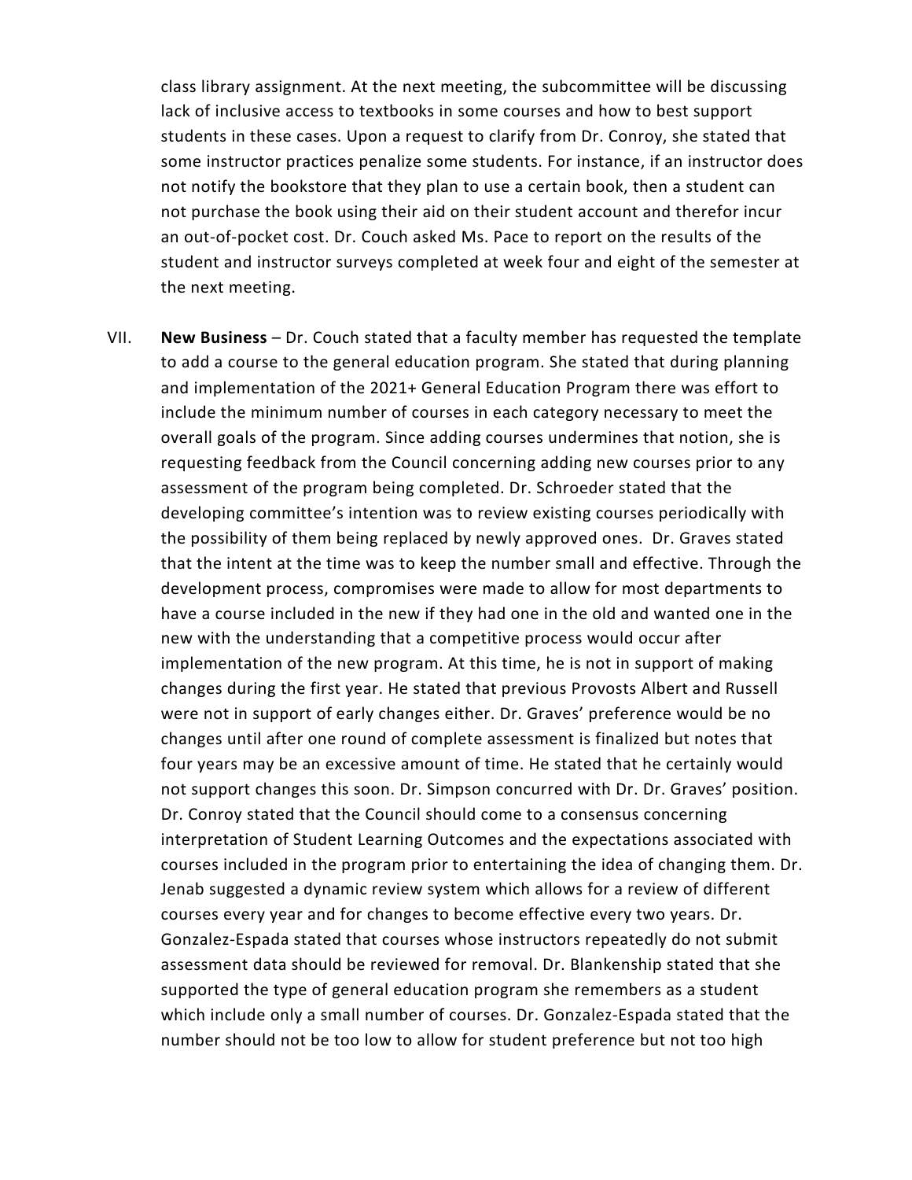class library assignment. At the next meeting, the subcommittee will be discussing lack of inclusive access to textbooks in some courses and how to best support students in these cases. Upon a request to clarify from Dr. Conroy, she stated that some instructor practices penalize some students. For instance, if an instructor does not notify the bookstore that they plan to use a certain book, then a student can not purchase the book using their aid on their student account and therefor incur an out-of-pocket cost. Dr. Couch asked Ms. Pace to report on the results of the student and instructor surveys completed at week four and eight of the semester at the next meeting.

VII. **New Business** – Dr. Couch stated that a faculty member has requested the template to add a course to the general education program. She stated that during planning and implementation of the 2021+ General Education Program there was effort to include the minimum number of courses in each category necessary to meet the overall goals of the program. Since adding courses undermines that notion, she is requesting feedback from the Council concerning adding new courses prior to any assessment of the program being completed. Dr. Schroeder stated that the developing committee's intention was to review existing courses periodically with the possibility of them being replaced by newly approved ones. Dr. Graves stated that the intent at the time was to keep the number small and effective. Through the development process, compromises were made to allow for most departments to have a course included in the new if they had one in the old and wanted one in the new with the understanding that a competitive process would occur after implementation of the new program. At this time, he is not in support of making changes during the first year. He stated that previous Provosts Albert and Russell were not in support of early changes either. Dr. Graves' preference would be no changes until after one round of complete assessment is finalized but notes that four years may be an excessive amount of time. He stated that he certainly would not support changes this soon. Dr. Simpson concurred with Dr. Dr. Graves' position. Dr. Conroy stated that the Council should come to a consensus concerning interpretation of Student Learning Outcomes and the expectations associated with courses included in the program prior to entertaining the idea of changing them. Dr. Jenab suggested a dynamic review system which allows for a review of different courses every year and for changes to become effective every two years. Dr. Gonzalez-Espada stated that courses whose instructors repeatedly do not submit assessment data should be reviewed for removal. Dr. Blankenship stated that she supported the type of general education program she remembers as a student which include only a small number of courses. Dr. Gonzalez-Espada stated that the number should not be too low to allow for student preference but not too high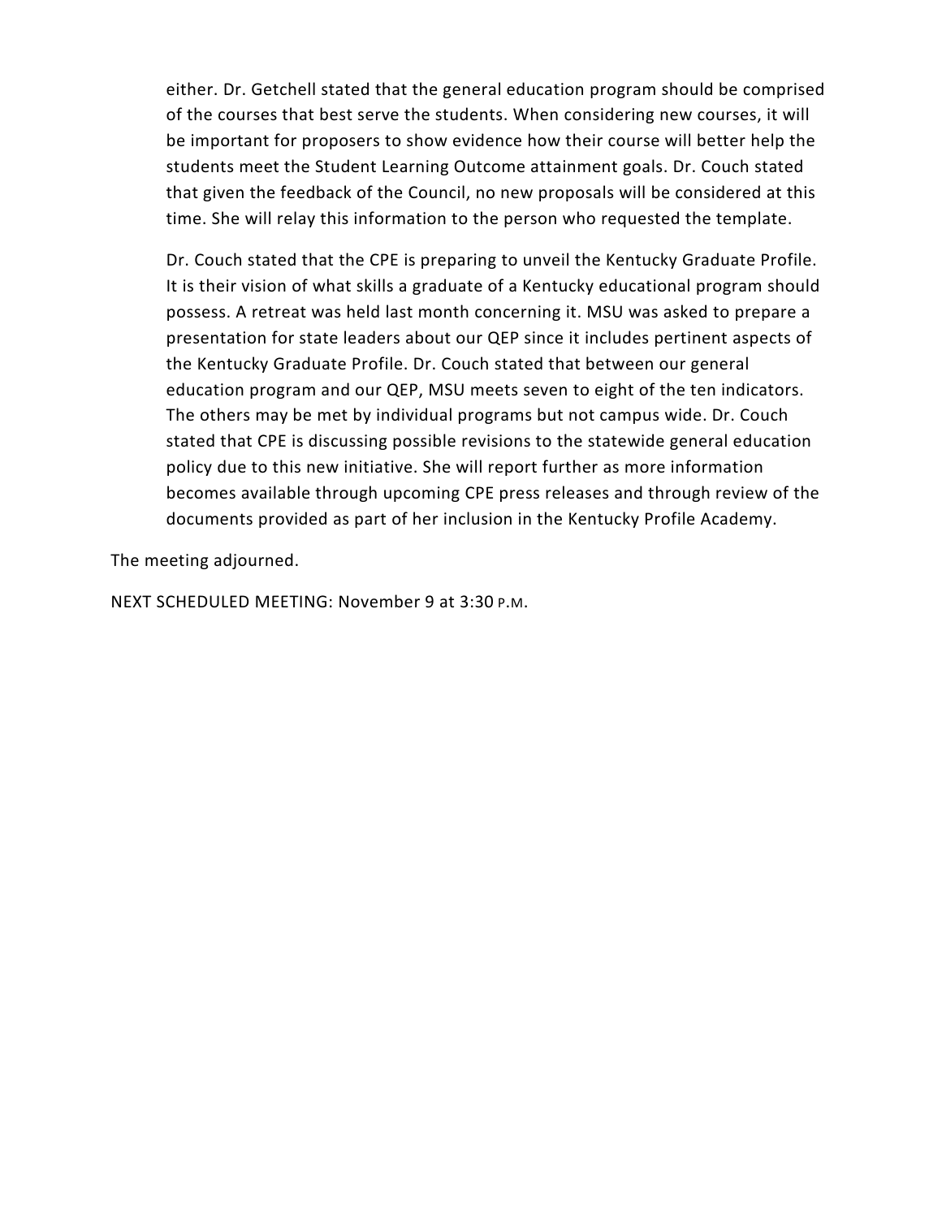either. Dr. Getchell stated that the general education program should be comprised of the courses that best serve the students. When considering new courses, it will be important for proposers to show evidence how their course will better help the students meet the Student Learning Outcome attainment goals. Dr. Couch stated that given the feedback of the Council, no new proposals will be considered at this time. She will relay this information to the person who requested the template.

Dr. Couch stated that the CPE is preparing to unveil the Kentucky Graduate Profile. It is their vision of what skills a graduate of a Kentucky educational program should possess. A retreat was held last month concerning it. MSU was asked to prepare a presentation for state leaders about our QEP since it includes pertinent aspects of the Kentucky Graduate Profile. Dr. Couch stated that between our general education program and our QEP, MSU meets seven to eight of the ten indicators. The others may be met by individual programs but not campus wide. Dr. Couch stated that CPE is discussing possible revisions to the statewide general education policy due to this new initiative. She will report further as more information becomes available through upcoming CPE press releases and through review of the documents provided as part of her inclusion in the Kentucky Profile Academy.

The meeting adjourned.

NEXT SCHEDULED MEETING: November 9 at 3:30 P.M.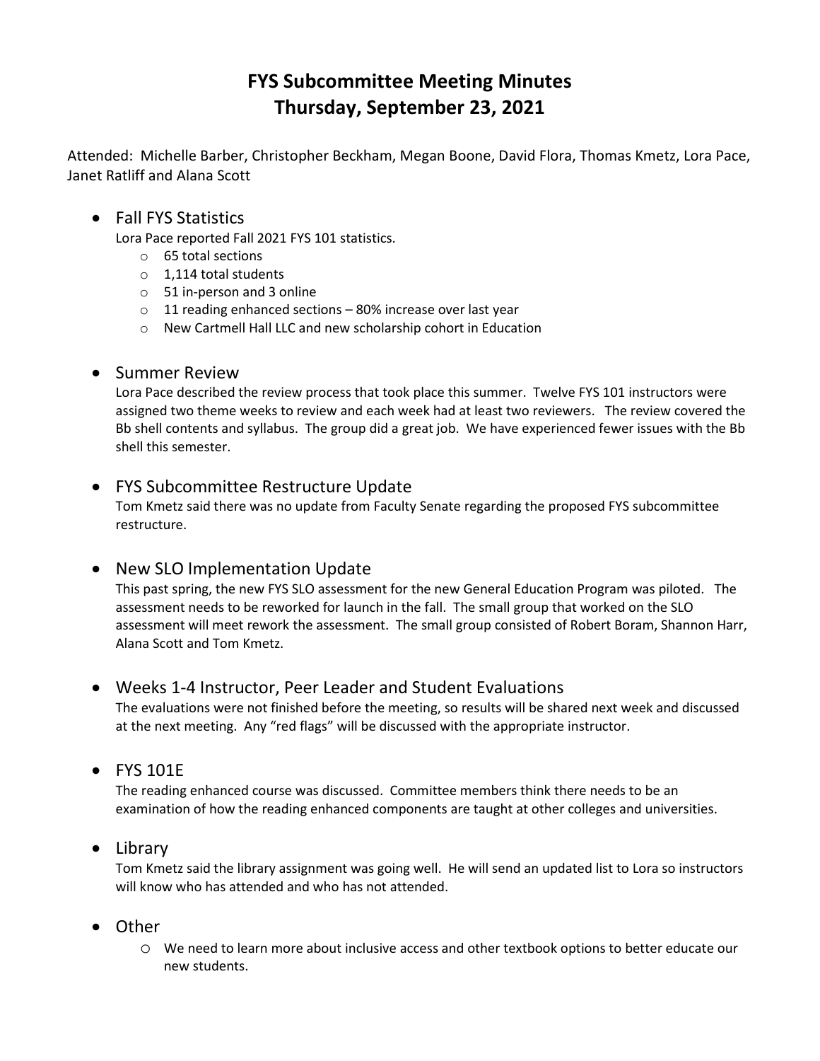# FYS Subcommittee Meeting Minutes
# Thursday, September 23, 2021

Attended: Michelle Barber, Christopher Beckham, Megan Boone, David Flora, Thomas Kmetz, Lora Pace, Janet Ratliff and Alana Scott

- Fall FYS Statistics
  Lora Pace reported Fall 2021 FYS 101 statistics.
  - 65 total sections
  - 1,114 total students
  - 51 in-person and 3 online
  - 11 reading enhanced sections – 80% increase over last year
  - New Cartmell Hall LLC and new scholarship cohort in Education

- Summer Review
  Lora Pace described the review process that took place this summer. Twelve FYS 101 instructors were assigned two theme weeks to review and each week had at least two reviewers. The review covered the Bb shell contents and syllabus. The group did a great job. We have experienced fewer issues with the Bb shell this semester.

- FYS Subcommittee Restructure Update
  Tom Kmetz said there was no update from Faculty Senate regarding the proposed FYS subcommittee restructure.

- New SLO Implementation Update
  This past spring, the new FYS SLO assessment for the new General Education Program was piloted. The assessment needs to be reworked for launch in the fall. The small group that worked on the SLO assessment will meet rework the assessment. The small group consisted of Robert Boram, Shannon Harr, Alana Scott and Tom Kmetz.

- Weeks 1-4 Instructor, Peer Leader and Student Evaluations
  The evaluations were not finished before the meeting, so results will be shared next week and discussed at the next meeting. Any "red flags" will be discussed with the appropriate instructor.

- FYS 101E
  The reading enhanced course was discussed. Committee members think there needs to be an examination of how the reading enhanced components are taught at other colleges and universities.

- Library
  Tom Kmetz said the library assignment was going well. He will send an updated list to Lora so instructors will know who has attended and who has not attended.

- Other
  - We need to learn more about inclusive access and other textbook options to better educate our new students.